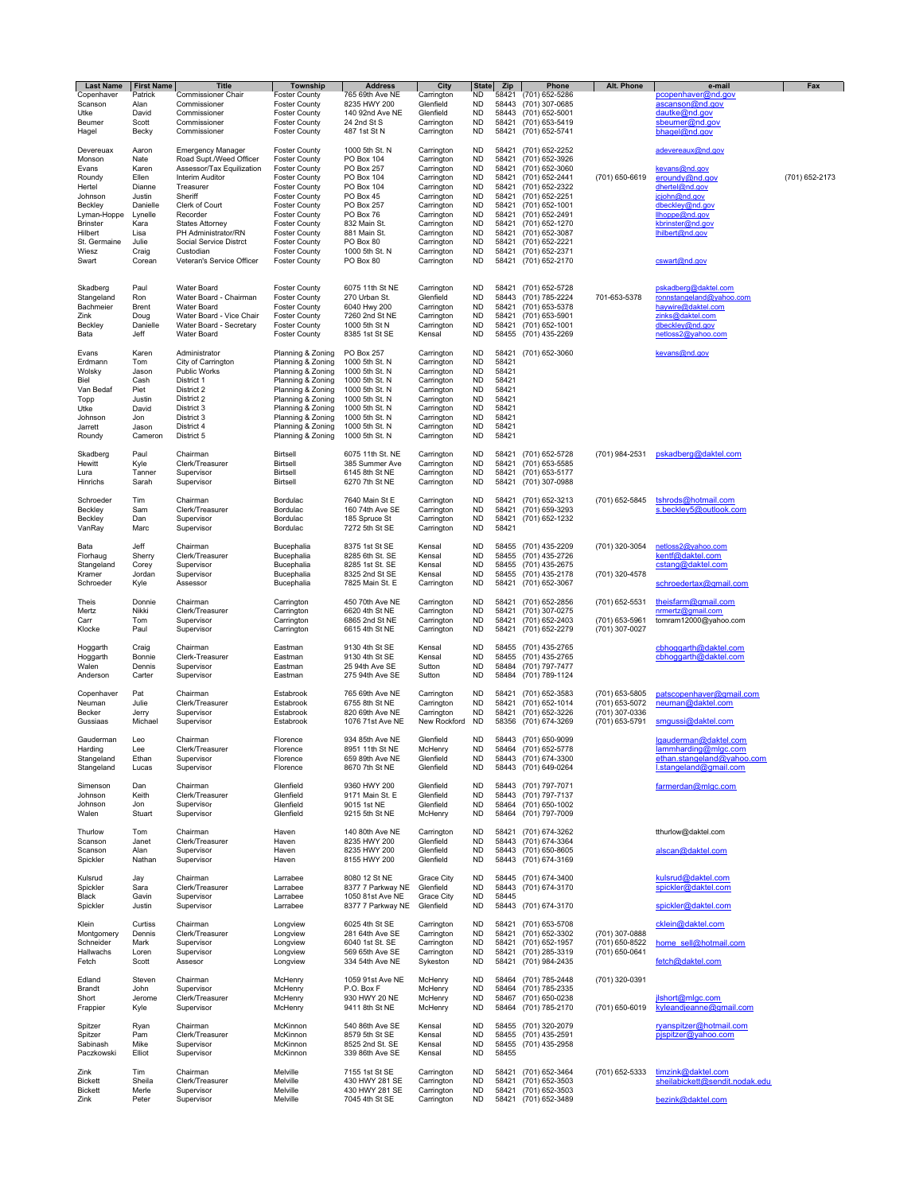| Last Name | First Name | Title | Township | Address | City | State | Zip | Phone | Alt. Phone | e-mail | Fax |
|---|---|---|---|---|---|---|---|---|---|---|---|
| Copenhaver | Patrick | Commissioner Chair | Foster County | 765 69th Ave NE | Carrington | ND | 58421 | (701) 652-5286 | | pcopenhaver@nd.gov | |
| Scanson | Alan | Commissioner | Foster County | 8235 HWY 200 | Glenfield | ND | 58443 | (701) 307-0685 | | ascanson@nd.gov | |
| Utke | David | Commissioner | Foster County | 140 92nd Ave NE | Glenfield | ND | 58443 | (701) 652-5001 | | dautke@nd.gov | |
| Beumer | Scott | Commissioner | Foster County | 24 2nd St S | Carrington | ND | 58421 | (701) 653-5419 | | sbeumer@nd.gov | |
| Hagel | Becky | Commissioner | Foster County | 487 1st St N | Carrington | ND | 58421 | (701) 652-5741 | | bhagel@nd.gov | |
| | | | | | | | | | | | |
| Devereaux | Aaron | Emergency Manager | Foster County | 1000 5th St. N | Carrington | ND | 58421 | (701) 652-2252 | | adevereaux@nd.gov | |
| Monson | Nate | Road Supt./Weed Officer | Foster County | PO Box 104 | Carrington | ND | 58421 | (701) 652-3926 | | | |
| Evans | Karen | Assessor/Tax Equilization | Foster County | PO Box 257 | Carrington | ND | 58421 | (701) 652-3060 | | kevans@nd.gov | |
| Roundy | Ellen | Interim Auditor | Foster County | PO Box 104 | Carrington | ND | 58421 | (701) 652-2441 | (701) 650-6619 | eroundy@nd.gov | (701) 652-2173 |
| Hertel | Dianne | Treasurer | Foster County | PO Box 104 | Carrington | ND | 58421 | (701) 652-2322 | | dhertel@nd.gov | |
| Johnson | Justin | Sheriff | Foster County | PO Box 45 | Carrington | ND | 58421 | (701) 652-2251 | | jcjohn@nd.gov | |
| Beckley | Danielle | Clerk of Court | Foster County | PO Box 257 | Carrington | ND | 58421 | (701) 652-1001 | | dbeckley@nd.gov | |
| Lyman-Hoppe | Lynelle | Recorder | Foster County | PO Box 76 | Carrington | ND | 58421 | (701) 652-2491 | | llhoppe@nd.gov | |
| Brinster | Kara | States Attorney | Foster County | 832 Main St. | Carrington | ND | 58421 | (701) 652-1270 | | kbrinster@nd.gov | |
| Hilbert | Lisa | PH Administrator/RN | Foster County | 881 Main St. | Carrington | ND | 58421 | (701) 652-3087 | | lhilbert@nd.gov | |
| St. Germaine | Julie | Social Service Distrct | Foster County | PO Box 80 | Carrington | ND | 58421 | (701) 652-2221 | | | |
| Wiesz | Craig | Custodian | Foster County | 1000 5th St. N | Carrington | ND | 58421 | (701) 652-2371 | | | |
| Swart | Corean | Veteran's Service Officer | Foster County | PO Box 80 | Carrington | ND | 58421 | (701) 652-2170 | | cswart@nd.gov | |
| | | | | | | | | | | | |
| Skadberg | Paul | Water Board | Foster County | 6075 11th St NE | Carrington | ND | 58421 | (701) 652-5728 | | pskadberg@daktel.com | |
| Stangeland | Ron | Water Board - Chairman | Foster County | 270 Urban St. | Glenfield | ND | 58443 | (701) 785-2224 | 701-653-5378 | ronnstangeland@yahoo.com | |
| Bachmeier | Brent | Water Board | Foster County | 6040 Hwy 200 | Carrington | ND | 58421 | (701) 653-5378 | | haywire@daktel.com | |
| Zink | Doug | Water Board - Vice Chair | Foster County | 7260 2nd St NE | Carrington | ND | 58421 | (701) 653-5901 | | zinks@daktel.com | |
| Beckley | Danielle | Water Board - Secretary | Foster County | 1000 5th St N | Carrington | ND | 58421 | (701) 652-1001 | | dbeckley@nd.gov | |
| Bata | Jeff | Water Board | Foster County | 8385 1st St SE | Kensal | ND | 58455 | (701) 435-2269 | | netloss2@yahoo.com | |
| | | | | | | | | | | | |
| Evans | Karen | Administrator | Planning & Zoning | PO Box 257 | Carrington | ND | 58421 | (701) 652-3060 | | kevans@nd.gov | |
| Erdmann | Tom | City of Carrington | Planning & Zoning | 1000 5th St. N | Carrington | ND | 58421 | | | | |
| Wolsky | Jason | Public Works | Planning & Zoning | 1000 5th St. N | Carrington | ND | 58421 | | | | |
| Biel | Cash | District 1 | Planning & Zoning | 1000 5th St. N | Carrington | ND | 58421 | | | | |
| Van Bedaf | Piet | District 2 | Planning & Zoning | 1000 5th St. N | Carrington | ND | 58421 | | | | |
| Topp | Justin | District 2 | Planning & Zoning | 1000 5th St. N | Carrington | ND | 58421 | | | | |
| Utke | David | District 3 | Planning & Zoning | 1000 5th St. N | Carrington | ND | 58421 | | | | |
| Johnson | Jon | District 3 | Planning & Zoning | 1000 5th St. N | Carrington | ND | 58421 | | | | |
| Jarrett | Jason | District 4 | Planning & Zoning | 1000 5th St. N | Carrington | ND | 58421 | | | | |
| Roundy | Cameron | District 5 | Planning & Zoning | 1000 5th St. N | Carrington | ND | 58421 | | | | |
| | | | | | | | | | | | |
| Skadberg | Paul | Chairman | Birtsell | 6075 11th St. NE | Carrington | ND | 58421 | (701) 652-5728 | (701) 984-2531 | pskadberg@daktel.com | |
| Hewitt | Kyle | Clerk/Treasurer | Birtsell | 385 Summer Ave | Carrington | ND | 58421 | (701) 653-5585 | | | |
| Lura | Tanner | Supervisor | Birtsell | 6145 8th St NE | Carrington | ND | 58421 | (701) 653-5177 | | | |
| Hinrichs | Sarah | Supervisor | Birtsell | 6270 7th St NE | Carrington | ND | 58421 | (701) 307-0988 | | | |
| | | | | | | | | | | | |
| Schroeder | Tim | Chairman | Bordulac | 7640 Main St E | Carrington | ND | 58421 | (701) 652-3213 | (701) 652-5845 | tshrods@hotmail.com | |
| Beckley | Sam | Clerk/Treasurer | Bordulac | 160 74th Ave SE | Carrington | ND | 58421 | (701) 659-3293 | | s.beckley5@outlook.com | |
| Beckley | Dan | Supervisor | Bordulac | 185 Spruce St | Carrington | ND | 58421 | (701) 652-1232 | | | |
| VanRay | Marc | Supervisor | Bordulac | 7272 5th St SE | Carrington | ND | 58421 | | | | |
| | | | | | | | | | | | |
| Bata | Jeff | Chairman | Bucephalia | 8375 1st St SE | Kensal | ND | 58455 | (701) 435-2209 | (701) 320-3054 | netloss2@yahoo.com | |
| Florhaug | Sherry | Clerk/Treasurer | Bucephalia | 8285 6th St. SE | Kensal | ND | 58455 | (701) 435-2726 | | kentf@daktel.com | |
| Stangeland | Corey | Supervisor | Bucephalia | 8285 1st St. SE | Kensal | ND | 58455 | (701) 435-2675 | | cstang@daktel.com | |
| Kramer | Jordan | Supervisor | Bucephalia | 8325 2nd St SE | Kensal | ND | 58455 | (701) 435-2178 | (701) 320-4578 | | |
| Schroeder | Kyle | Assessor | Bucephalia | 7825 Main St. E | Carrington | ND | 58421 | (701) 652-3067 | | schroedertax@gmail.com | |
| | | | | | | | | | | | |
| Theis | Donnie | Chairman | Carrington | 450 70th Ave NE | Carrington | ND | 58421 | (701) 652-2856 | (701) 652-5551 | theisfarm@gmail.com | |
| Mertz | Nikki | Clerk/Treasurer | Carrington | 6620 4th St NE | Carrington | ND | 58421 | (701) 307-0275 | | nrmertz@gmail.com | |
| Carr | Tom | Supervisor | Carrington | 6865 2nd St NE | Carrington | ND | 58421 | (701) 652-2403 | (701) 653-5961 | tomram12000@yahoo.com | |
| Klocke | Paul | Supervisor | Carrington | 6615 4th St NE | Carrington | ND | 58421 | (701) 652-2279 | (701) 307-0027 | | |
| | | | | | | | | | | | |
| Hoggarth | Craig | Chairman | Eastman | 9130 4th St SE | Kensal | ND | 58455 | (701) 435-2765 | | cbhoggarth@daktel.com | |
| Hoggarth | Bonnie | Clerk-Treasurer | Eastman | 9130 4th St SE | Kensal | ND | 58455 | (701) 435-2765 | | cbhoggarth@daktel.com | |
| Walen | Dennis | Supervisor | Eastman | 25 94th Ave SE | Sutton | ND | 58484 | (701) 797-7477 | | | |
| Anderson | Carter | Supervisor | Eastman | 275 94th Ave SE | Sutton | ND | 58484 | (701) 789-1124 | | | |
| | | | | | | | | | | | |
| Copenhaver | Pat | Chairman | Estabrook | 765 69th Ave NE | Carrington | ND | 58421 | (701) 652-3583 | (701) 653-5805 | patscopenhaver@gmail.com | |
| Neuman | Julie | Clerk/Treasurer | Estabrook | 6755 8th St NE | Carrington | ND | 58421 | (701) 652-1014 | (701) 653-5072 | neuman@daktel.com | |
| Becker | Jerry | Supervisor | Estabrook | 820 69th Ave NE | Carrington | ND | 58421 | (701) 652-3226 | (701) 307-0336 | | |
| Gussiaas | Michael | Supervisor | Estabrook | 1076 71st Ave NE | New Rockford | ND | 58356 | (701) 674-3269 | (701) 653-5791 | smgussi@daktel.com | |
| | | | | | | | | | | | |
| Gauderman | Leo | Chairman | Florence | 934 85th Ave NE | Glenfield | ND | 58443 | (701) 650-9099 | | lgauderman@daktel.com | |
| Harding | Lee | Clerk/Treasurer | Florence | 8951 11th St NE | McHenry | ND | 58464 | (701) 652-5778 | | lammharding@mlgc.com | |
| Stangeland | Ethan | Supervisor | Florence | 659 89th Ave NE | Glenfield | ND | 58443 | (701) 674-3300 | | ethan.stangeland@yahoo.com | |
| Stangeland | Lucas | Supervisor | Florence | 8670 7th St NE | Glenfield | ND | 58443 | (701) 649-0264 | | l.stangeland@gmail.com | |
| | | | | | | | | | | | |
| Simenson | Dan | Chairman | Glenfield | 9360 HWY 200 | Glenfield | ND | 58443 | (701) 797-7071 | | farmerdan@mlgc.com | |
| Johnson | Keith | Clerk/Treasurer | Glenfield | 9171 Main St. E | Glenfield | ND | 58443 | (701) 797-7137 | | | |
| Johnson | Jon | Supervisor | Glenfield | 9015 1st NE | Glenfield | ND | 58464 | (701) 650-1002 | | | |
| Walen | Stuart | Supervisor | Glenfield | 9215 5th St NE | McHenry | ND | 58464 | (701) 797-7009 | | | |
| | | | | | | | | | | | |
| Thurlow | Tom | Chairman | Haven | 140 80th Ave NE | Carrington | ND | 58421 | (701) 674-3262 | | tthurlow@daktel.com | |
| Scanson | Janet | Clerk/Treasurer | Haven | 8235 HWY 200 | Glenfield | ND | 58443 | (701) 674-3364 | | | |
| Scanson | Alan | Supervisor | Haven | 8235 HWY 200 | Glenfield | ND | 58443 | (701) 650-8605 | | alscan@daktel.com | |
| Spickler | Nathan | Supervisor | Haven | 8155 HWY 200 | Glenfield | ND | 58443 | (701) 674-3169 | | | |
| | | | | | | | | | | | |
| Kulsrud | Jay | Chairman | Larrabee | 8080 12 St NE | Grace City | ND | 58445 | (701) 674-3400 | | kulsrud@daktel.com | |
| Spickler | Sara | Clerk/Treasurer | Larrabee | 8377 7 Parkway NE | Glenfield | ND | 58443 | (701) 674-3170 | | spickler@daktel.com | |
| Black | Gavin | Supervisor | Larrabee | 1050 81st Ave NE | Grace City | ND | 58445 | | | | |
| Spickler | Justin | Supervisor | Larrabee | 8377 7 Parkway NE | Glenfield | ND | 58443 | (701) 674-3170 | | spickler@daktel.com | |
| | | | | | | | | | | | |
| Klein | Curtiss | Chairman | Longview | 6025 4th St SE | Carrington | ND | 58421 | (701) 653-5708 | | cklein@daktel.com | |
| Montgomery | Dennis | Clerk/Treasurer | Longview | 281 64th Ave SE | Carrington | ND | 58421 | (701) 652-3302 | (701) 307-0888 | | |
| Schneider | Mark | Supervisor | Longview | 6040 1st St. SE | Carrington | ND | 58421 | (701) 652-1957 | (701) 650-8522 | home_sell@hotmail.com | |
| Hallwachs | Loren | Supervisor | Longview | 569 65th Ave SE | Carrington | ND | 58421 | (701) 285-3319 | (701) 650-0641 | | |
| Fetch | Scott | Assesor | Longview | 334 54th Ave NE | Sykeston | ND | 58486 | (701) 984-2435 | | fetch@daktel.com | |
| | | | | | | | | | | | |
| Edland | Steven | Chairman | McHenry | 1059 91st Ave NE | McHenry | ND | 58464 | (701) 785-2448 | (701) 320-0391 | | |
| Brandt | John | Supervisor | McHenry | P.O. Box F | McHenry | ND | 58464 | (701) 785-2335 | | | |
| Short | Jerome | Clerk/Treasurer | McHenry | 930 HWY 20 NE | McHenry | ND | 58467 | (701) 650-0238 | | jlshort@mlgc.com | |
| Frappier | Kyle | Supervisor | McHenry | 9411 8th St NE | McHenry | ND | 58464 | (701) 785-2170 | (701) 650-6019 | kyleandjeanne@gmail.com | |
| | | | | | | | | | | | |
| Spitzer | Ryan | Chairman | McKinnon | 540 86th Ave SE | Kensal | ND | 58455 | (701) 320-2079 | | ryanspitzer@hotmail.com | |
| Spitzer | Pam | Clerk/Treasurer | McKinnon | 8579 5th St SE | Kensal | ND | 58455 | (701) 435-2591 | | pjspitzer@yahoo.com | |
| Sabinash | Mike | Supervisor | McKinnon | 8525 2nd St. SE | Kensal | ND | 58455 | (701) 435-2958 | | | |
| Paczkowski | Elliot | Supervisor | McKinnon | 339 86th Ave SE | Kensal | ND | 58455 | | | | |
| | | | | | | | | | | | |
| Zink | Tim | Chairman | Melville | 7155 1st St SE | Carrington | ND | 58421 | (701) 652-3464 | (701) 652-5333 | timzink@daktel.com | |
| Bickett | Sheila | Clerk/Treasurer | Melville | 430 HWY 281 SE | Carrington | ND | 58421 | (701) 652-3503 | | sheilabickett@sendit.nodak.edu | |
| Bickett | Merle | Supervisor | Melville | 430 HWY 281 SE | Carrington | ND | 58421 | (701) 652-3503 | | | |
| Zink | Peter | Supervisor | Melville | 7045 4th St SE | Carrington | ND | 58421 | (701) 652-3489 | | bezink@daktel.com | |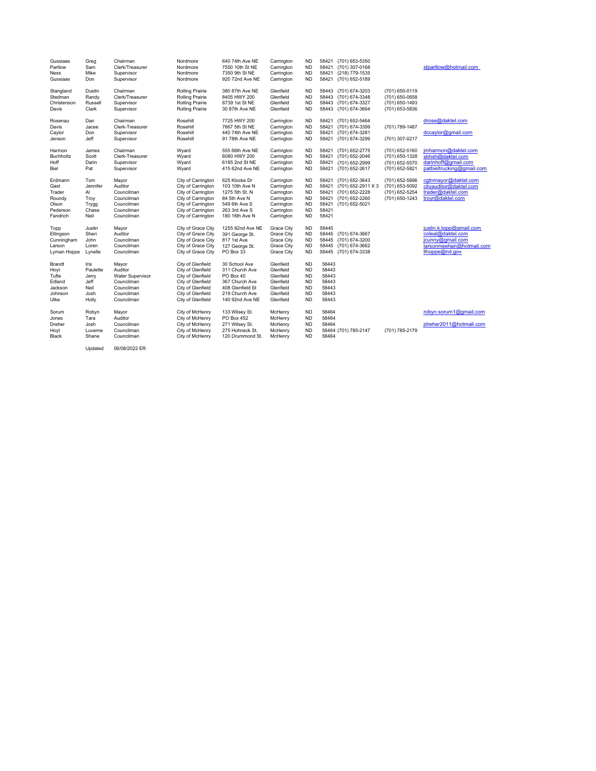| | | | | | | | | | | |
|---|---|---|---|---|---|---|---|---|---|---|
| Gussiaas | Greg | Chairman | Nordmore | 640 74th Ave NE | Carrington | ND | 58421 | (701) 653-5350 | | |
| Partlow | Sam | Clerk/Treasurer | Nordmore | 7550 10th St NE | Carrington | ND | 58421 | (701) 307-0168 | | stpartlow@hotmail.com |
| Ness | Mike | Supervisor | Nordmore | 7350 9th St NE | Carrington | ND | 58421 | (218) 779-1535 | | |
| Gussiaas | Don | Supervisor | Nordmore | 920 72nd Ave NE | Carrington | ND | 58421 | (701) 652-5189 | | |
| | | | | | | | | | | |
| Stangland | Dustin | Chairman | Rolling Prairie | 380 87th Ave NE | Glenfield | ND | 58443 | (701) 674-3203 | (701) 650-0119 | |
| Stedman | Randy | Clerk/Treasurer | Rolling Prairie | 8405 HWY 200 | Glenfield | ND | 58443 | (701) 674-3348 | (701) 650-0658 | |
| Christenson | Russell | Supervisor | Rolling Prairie | 8739 1st St NE | Glenfield | ND | 58443 | (701) 674-3327 | (701) 650-1493 | |
| Davis | Clark | Supervisor | Rolling Prairie | 30 87th Ave NE | Glenfield | ND | 58443 | (701) 674-3664 | (701) 653-5836 | |
| | | | | | | | | | | |
| Rosenau | Dan | Chairman | Rosehill | 7725 HWY 200 | Carrington | ND | 58421 | (701) 652-5464 | | drose@daktel.com |
| Davis | Jacee | Clerk-Treasurer | Rosehill | 7667 5th St NE | Carrington | ND | 58421 | (701) 674-3399 | (701) 789-1487 | |
| Caylor | Don | Supervisor | Rosehill | 440 74th Ave NE | Carrington | ND | 58421 | (701) 674-3281 | | dccaylor@gmail.com |
| Jenson | Jeff | Supervisor | Rosehill | 91 78th Ave NE | Carrington | ND | 58421 | (701) 674-3299 | (701) 307-0217 | |
| | | | | | | | | | | |
| Harmon | James | Chairman | Wyard | 555 66th Ave NE | Carrington | ND | 58421 | (701) 652-2775 | (701) 652-5160 | jmharmon@daktel.com |
| Buchholtz | Scott | Clerk-Treasurer | Wyard | 6080 HWY 200 | Carrington | ND | 58421 | (701) 652-2046 | (701) 650-1328 | sbhsh@daktel.com |
| Hoff | Darin | Supervisor | Wyard | 6185 2nd St NE | Carrington | ND | 58421 | (701) 652-2999 | (701) 652-5570 | darinhoff@gmail.com |
| Biel | Pat | Supervisor | Wyard | 415 62nd Ave NE | Carrington | ND | 58421 | (701) 652-2617 | (701) 652-5821 | patbieltrucking@gmail.com |
| | | | | | | | | | | |
| Erdmann | Tom | Mayor | City of Carrington | 625 Klocke Dr | Carrington | ND | 58421 | (701) 652-3643 | (701) 652-5896 | cgtnmayor@daktel.com |
| Gast | Jennifer | Auditor | City of Carrington | 103 10th Ave N | Carrington | ND | 58421 | (701) 652-2911 X 3 | (701) 653-5092 | cityauditor@daktel.com |
| Trader | Al | Councilman | City of Carrington | 1275 5th St. N | Carrington | ND | 58421 | (701) 652-2228 | (701) 652-5254 | trader@daktel.com |
| Roundy | Troy | Councilman | City of Carrington | 84 5th Ave N | Carrington | ND | 58421 | (701) 652-2260 | (701) 650-1243 | troyr@daktel.com |
| Olson | Trygg | Councilman | City of Carrington | 549 6th Ave S | Carrington | ND | 58421 | (701) 652-5021 | | |
| Pederson | Chase | Councilman | City of Carrington | 263 3rd Ave S | Carrington | ND | 58421 | | | |
| Fandrich | Neil | Councilman | City of Carrington | 180 16th Ave N | Carrington | ND | 58421 | | | |
| | | | | | | | | | | |
| Topp | Justin | Mayor | City of Grace City | 1255 82nd Ave NE | Grace City | ND | 58445 | | | justin.k.topp@gmail.com |
| Ellingson | Sheri | Auditor | City of Grace City | 391 George St. | Grace City | ND | 58445 | (701) 674-3667 | | coleal@daktel.com |
| Cunningham | John | Councilman | City of Grace City | 817 1st Ave | Grace City | ND | 58445 | (701) 674-3200 | | jcunny@gmail.com |
| Larson | Loren | Councilman | City of Grace City | 127 George St. | Grace City | ND | 58445 | (701) 674-3662 | | larsonmeehan@hotmail.com |
| Lyman Hoppe | Lynelle | Councilman | City of Grace City | PO Box 33 | Grace City | ND | 58445 | (701) 674-3338 | | llhoppe@nd.gov |
| | | | | | | | | | | |
| Brandt | Iris | Mayor | City of Glenfield | 30 School Ave | Glenfield | ND | 58443 | | | |
| Hoyt | Paulette | Auditor | City of Glenfield | 311 Church Ave | Glenfield | ND | 58443 | | | |
| Tufte | Jerry | Water Supervisor | City of Glenfield | PO Box 40 | Glenfield | ND | 58443 | | | |
| Edland | Jeff | Councilman | City of Glenfield | 367 Church Ave | Glenfield | ND | 58443 | | | |
| Jackson | Neil | Councilman | City of Glenfield | 408 Glenfield St | Glenfield | ND | 58443 | | | |
| Johnson | Josh | Councilman | City of Glenfield | 219 Church Ave | Glenfield | ND | 58443 | | | |
| Utke | Holly | Councilman | City of Glenfield | 140 92nd Ave NE | Glenfield | ND | 58443 | | | |
| | | | | | | | | | | |
| Sorum | Robyn | Mayor | City of McHenry | 133 Wilsey St. | McHenry | ND | 58464 | | | robyn.sorum1@gmail.com |
| Jones | Tara | Auditor | City of McHenry | PO Box 452 | McHenry | ND | 58464 | | | |
| Dreher | Josh | Councilman | City of McHenry | 271 Wilsey St. | McHenry | ND | 58464 | | | jdreher2011@hotmail.com |
| Hoyt | Luverne | Councilman | City of McHenry | 275 Hohneck St. | McHenry | ND | 58464 | (701) 785-2147 | (701) 785-2179 | |
| Black | Shane | Councilman | City of McHenry | 120 Drummond St. | McHenry | ND | 58464 | | | |
| | | | | | | | | | | |
| | Updated | 06/08/2022 ER | | | | | | | | |